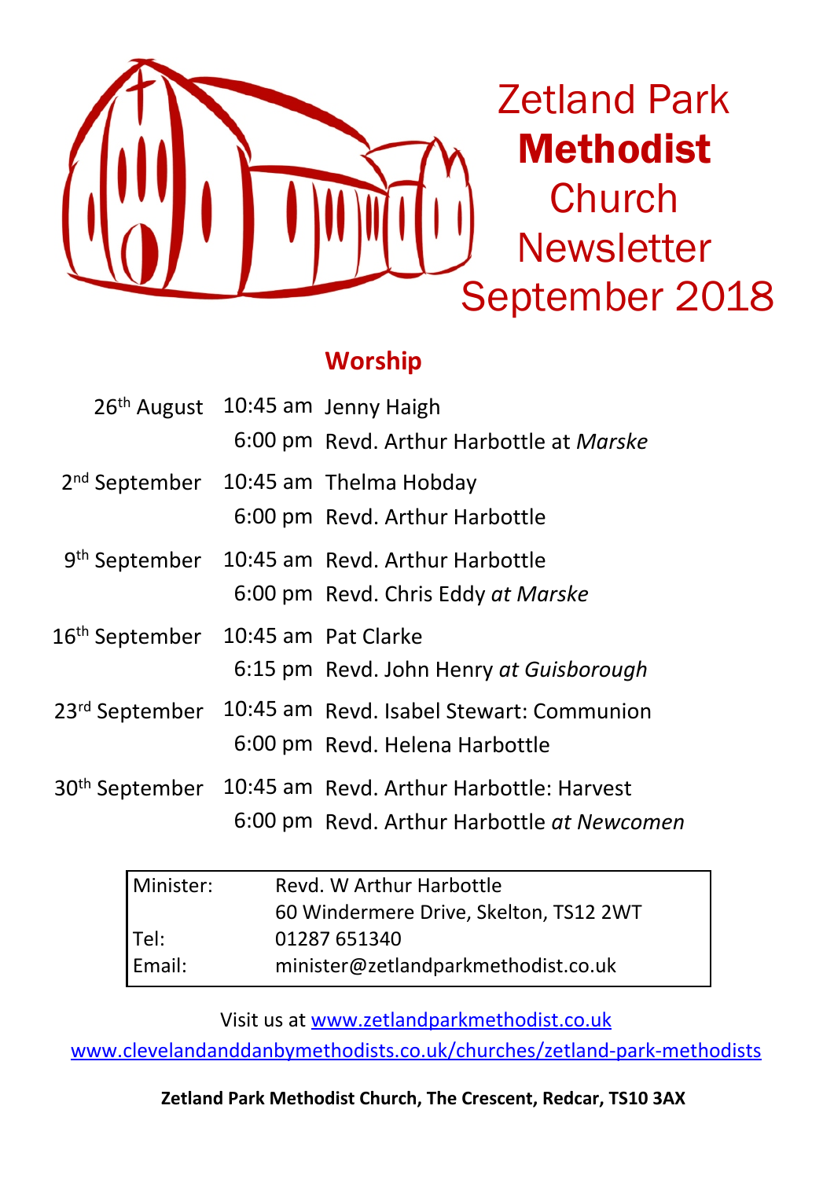# Zetland Park **Methodist** Church Newsletter September 2018

## Worship

| | | |
|---|---|---|
| 26th August | 10:45 am | Jenny Haigh |
| | 6:00 pm | Revd. Arthur Harbottle at *Marske* |
| 2nd September | 10:45 am | Thelma Hobday |
| | 6:00 pm | Revd. Arthur Harbottle |
| 9th September | 10:45 am | Revd. Arthur Harbottle |
| | 6:00 pm | Revd. Chris Eddy *at Marske* |
| 16th September | 10:45 am | Pat Clarke |
| | 6:15 pm | Revd. John Henry *at Guisborough* |
| 23rd September | 10:45 am | Revd. Isabel Stewart: Communion |
| | 6:00 pm | Revd. Helena Harbottle |
| 30th September | 10:45 am | Revd. Arthur Harbottle: Harvest |
| | 6:00 pm | Revd. Arthur Harbottle *at Newcomen* |

| | |
|---|---|
| Minister: | Revd. W Arthur Harbottle |
| | 60 Windermere Drive, Skelton, TS12 2WT |
| Tel: | 01287 651340 |
| Email: | minister@zetlandparkmethodist.co.uk |

Visit us at www.zetlandparkmethodist.co.uk

www.clevelandanddanbymethodists.co.uk/churches/zetland-park-methodists

**Zetland Park Methodist Church, The Crescent, Redcar, TS10 3AX**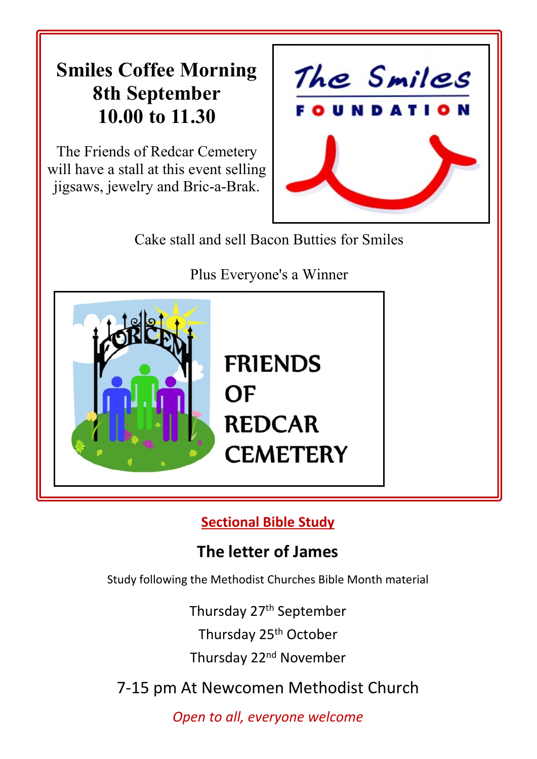# Smiles Coffee Morning
# 8th September
# 10.00 to 11.30

The Friends of Redcar Cemetery will have a stall at this event selling jigsaws, jewelry and Bric-a-Brak.

The Smiles FOUNDATION

Cake stall and sell Bacon Butties for Smiles

Plus Everyone's a Winner

FRIENDS OF REDCAR CEMETERY

## Sectional Bible Study

### The letter of James

Study following the Methodist Churches Bible Month material

Thursday 27th September

Thursday 25th October

Thursday 22nd November

7-15 pm At Newcomen Methodist Church

*Open to all, everyone welcome*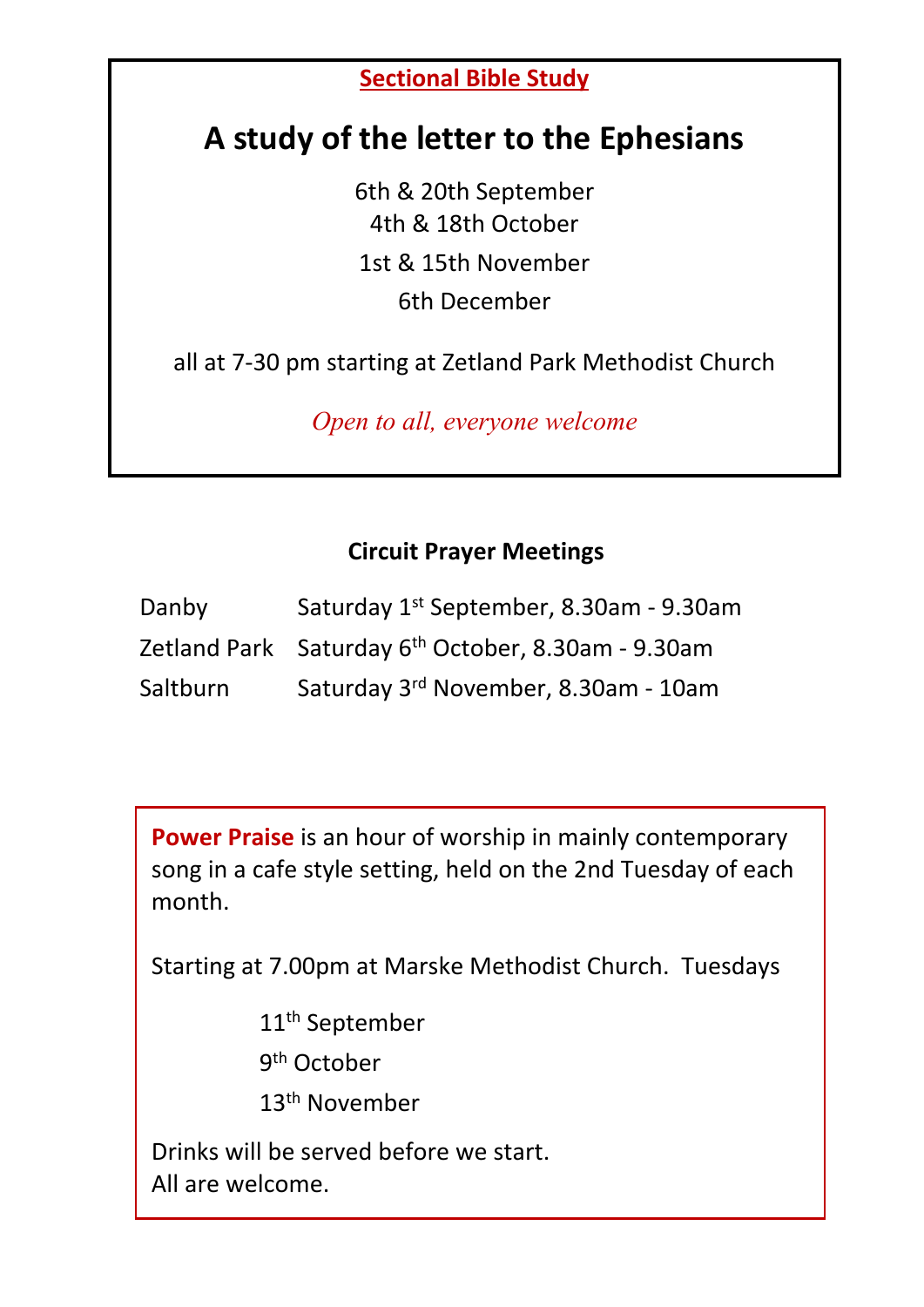**Sectional Bible Study**

# A study of the letter to the Ephesians

6th & 20th September
4th & 18th October
1st & 15th November
6th December

all at 7-30 pm starting at Zetland Park Methodist Church

*Open to all, everyone welcome*

### Circuit Prayer Meetings

| | |
|---|---|
| Danby | Saturday 1st September, 8.30am - 9.30am |
| Zetland Park | Saturday 6th October, 8.30am - 9.30am |
| Saltburn | Saturday 3rd November, 8.30am - 10am |

**Power Praise** is an hour of worship in mainly contemporary song in a cafe style setting, held on the 2nd Tuesday of each month.

Starting at 7.00pm at Marske Methodist Church. Tuesdays

11th September
9th October
13th November

Drinks will be served before we start.
All are welcome.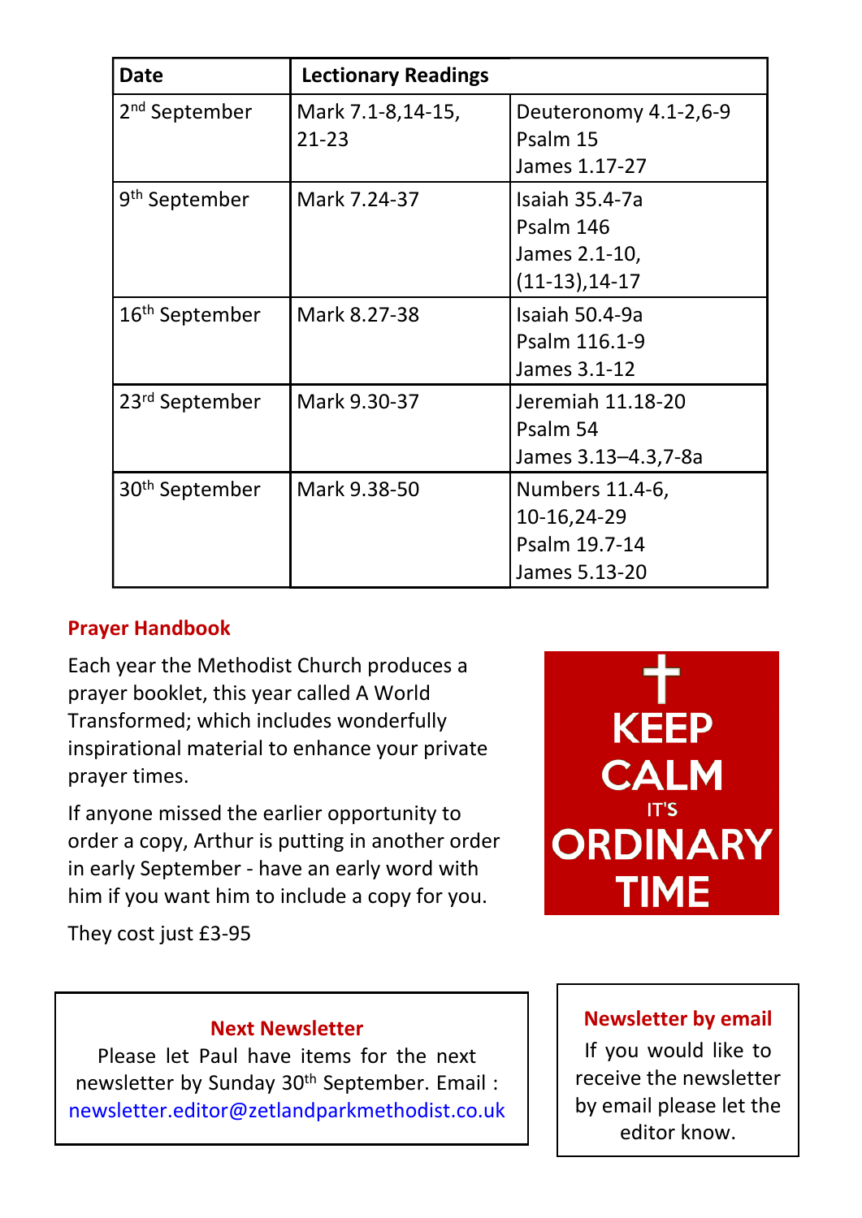| Date | Lectionary Readings | |
| --- | --- | --- |
| 2nd September | Mark 7.1-8,14-15, 21-23 | Deuteronomy 4.1-2,6-9<br>Psalm 15<br>James 1.17-27 |
| 9th September | Mark 7.24-37 | Isaiah 35.4-7a<br>Psalm 146<br>James 2.1-10, (11-13),14-17 |
| 16th September | Mark 8.27-38 | Isaiah 50.4-9a<br>Psalm 116.1-9<br>James 3.1-12 |
| 23rd September | Mark 9.30-37 | Jeremiah 11.18-20<br>Psalm 54<br>James 3.13–4.3,7-8a |
| 30th September | Mark 9.38-50 | Numbers 11.4-6, 10-16,24-29<br>Psalm 19.7-14<br>James 5.13-20 |

## Prayer Handbook

Each year the Methodist Church produces a prayer booklet, this year called A World Transformed; which includes wonderfully inspirational material to enhance your private prayer times.

If anyone missed the earlier opportunity to order a copy, Arthur is putting in another order in early September - have an early word with him if you want him to include a copy for you.

They cost just £3-95

KEEP CALM IT'S ORDINARY TIME

### Next Newsletter

Please let Paul have items for the next newsletter by Sunday 30th September. Email : newsletter.editor@zetlandparkmethodist.co.uk

### Newsletter by email

If you would like to receive the newsletter by email please let the editor know.